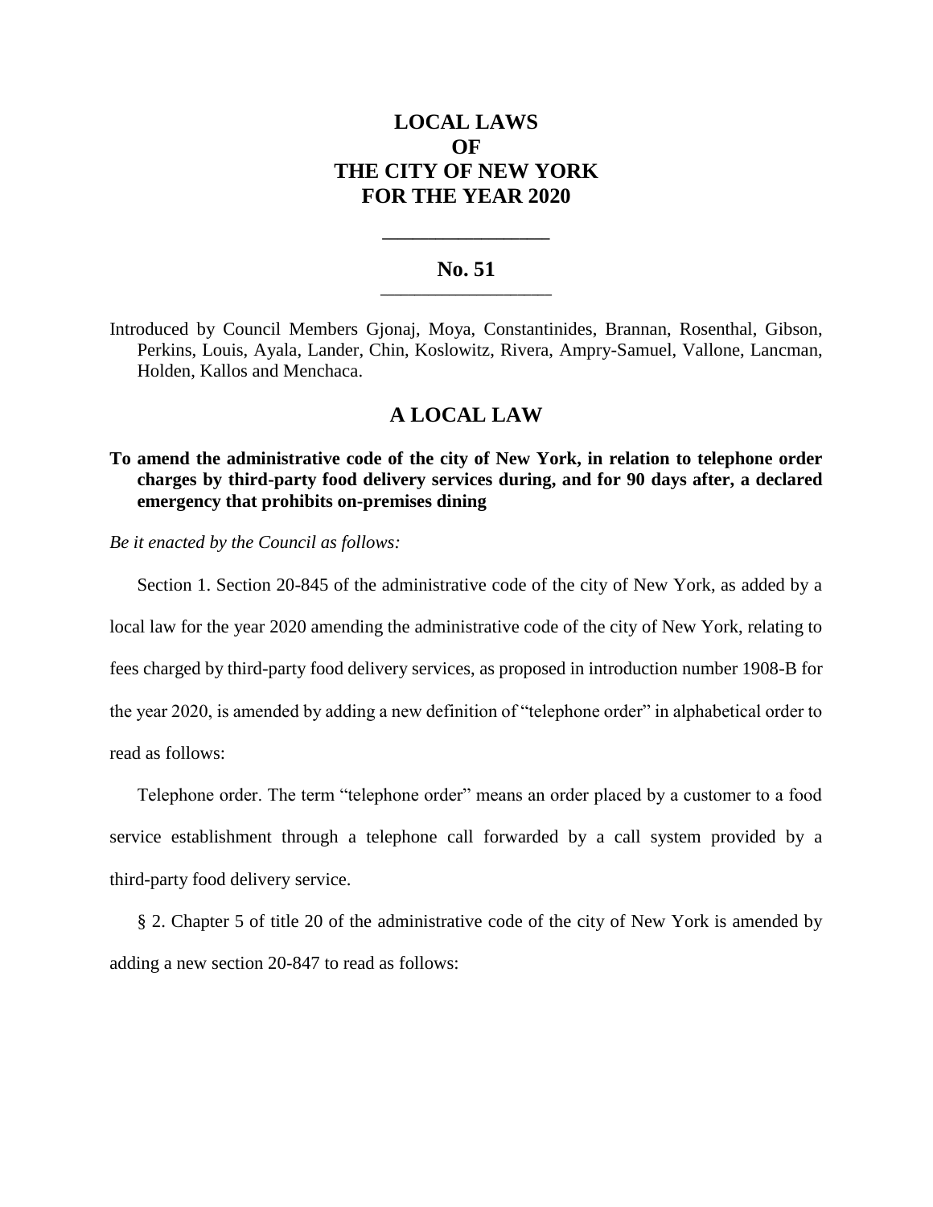# LOCAL LAWS
# OF
# THE CITY OF NEW YORK
# FOR THE YEAR 2020

---

## No. 51

---

Introduced by Council Members Gjonaj, Moya, Constantinides, Brannan, Rosenthal, Gibson, Perkins, Louis, Ayala, Lander, Chin, Koslowitz, Rivera, Ampry-Samuel, Vallone, Lancman, Holden, Kallos and Menchaca.

## A LOCAL LAW

**To amend the administrative code of the city of New York, in relation to telephone order charges by third-party food delivery services during, and for 90 days after, a declared emergency that prohibits on-premises dining**

*Be it enacted by the Council as follows:*

Section 1. Section 20-845 of the administrative code of the city of New York, as added by a local law for the year 2020 amending the administrative code of the city of New York, relating to fees charged by third-party food delivery services, as proposed in introduction number 1908-B for the year 2020, is amended by adding a new definition of "telephone order" in alphabetical order to read as follows:

Telephone order. The term "telephone order" means an order placed by a customer to a food service establishment through a telephone call forwarded by a call system provided by a third-party food delivery service.

§ 2. Chapter 5 of title 20 of the administrative code of the city of New York is amended by adding a new section 20-847 to read as follows: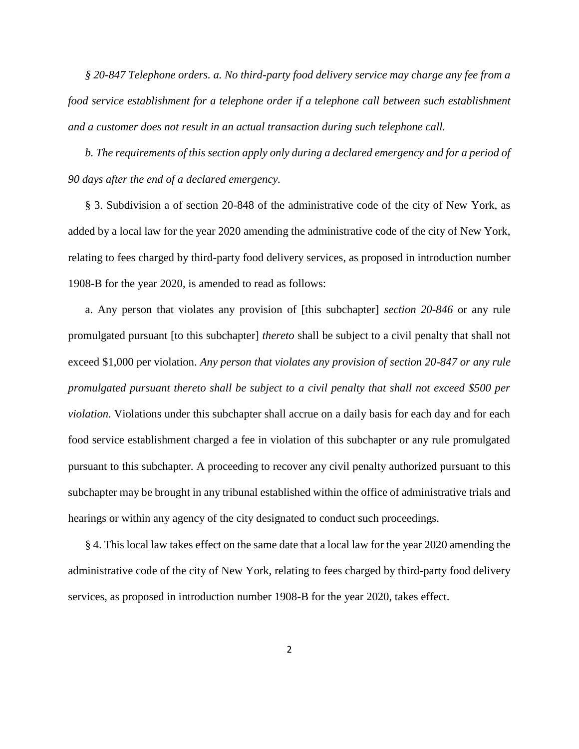*§ 20-847 Telephone orders. a. No third-party food delivery service may charge any fee from a food service establishment for a telephone order if a telephone call between such establishment and a customer does not result in an actual transaction during such telephone call.*

*b. The requirements of this section apply only during a declared emergency and for a period of 90 days after the end of a declared emergency.*

§ 3. Subdivision a of section 20-848 of the administrative code of the city of New York, as added by a local law for the year 2020 amending the administrative code of the city of New York, relating to fees charged by third-party food delivery services, as proposed in introduction number 1908-B for the year 2020, is amended to read as follows:

a. Any person that violates any provision of [this subchapter] *section 20-846* or any rule promulgated pursuant [to this subchapter] *thereto* shall be subject to a civil penalty that shall not exceed $1,000 per violation. *Any person that violates any provision of section 20-847 or any rule promulgated pursuant thereto shall be subject to a civil penalty that shall not exceed $500 per violation.* Violations under this subchapter shall accrue on a daily basis for each day and for each food service establishment charged a fee in violation of this subchapter or any rule promulgated pursuant to this subchapter. A proceeding to recover any civil penalty authorized pursuant to this subchapter may be brought in any tribunal established within the office of administrative trials and hearings or within any agency of the city designated to conduct such proceedings.

§ 4. This local law takes effect on the same date that a local law for the year 2020 amending the administrative code of the city of New York, relating to fees charged by third-party food delivery services, as proposed in introduction number 1908-B for the year 2020, takes effect.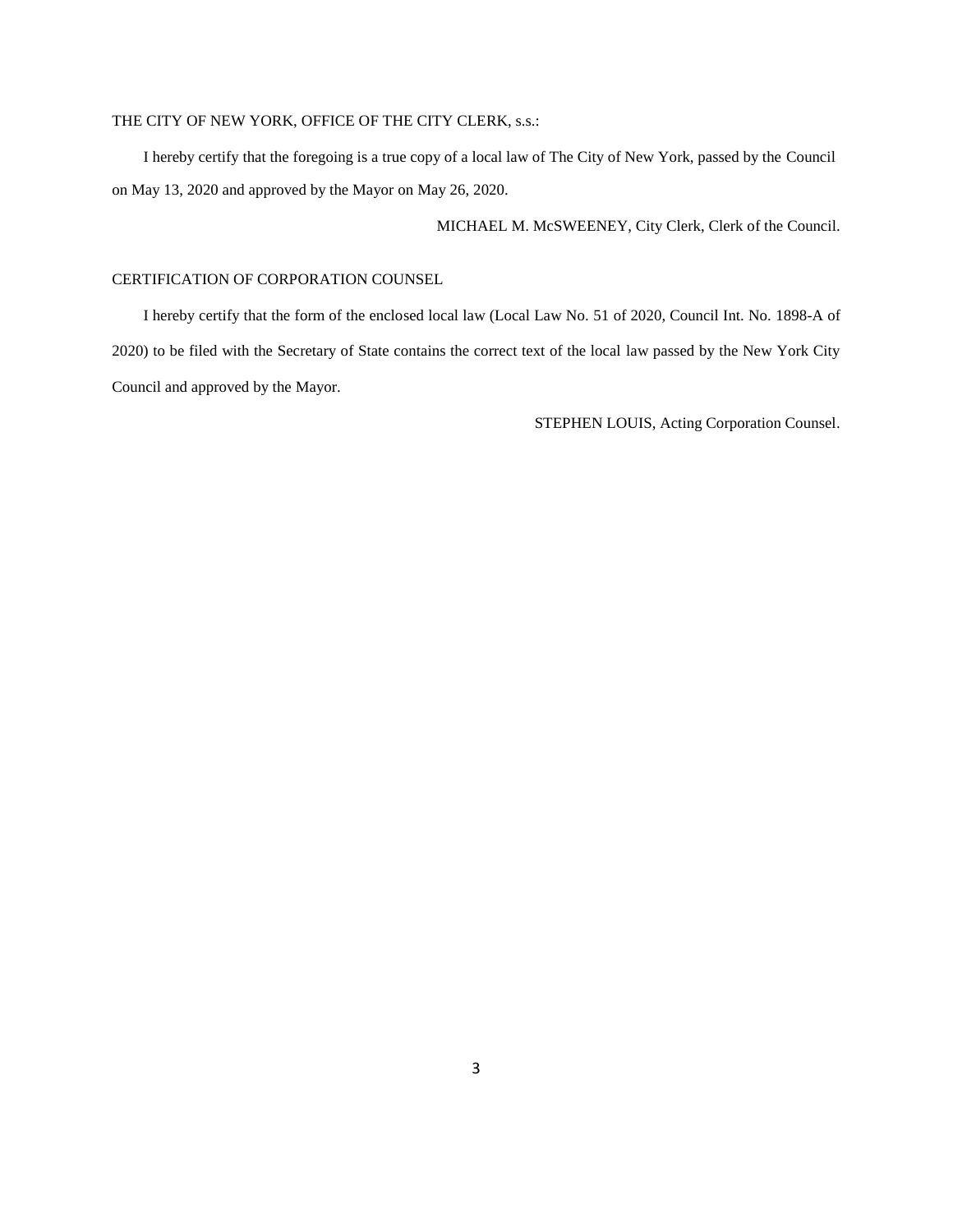THE CITY OF NEW YORK, OFFICE OF THE CITY CLERK, s.s.:

I hereby certify that the foregoing is a true copy of a local law of The City of New York, passed by the Council on May 13, 2020 and approved by the Mayor on May 26, 2020.

MICHAEL M. McSWEENEY, City Clerk, Clerk of the Council.

CERTIFICATION OF CORPORATION COUNSEL

I hereby certify that the form of the enclosed local law (Local Law No. 51 of 2020, Council Int. No. 1898-A of 2020) to be filed with the Secretary of State contains the correct text of the local law passed by the New York City Council and approved by the Mayor.

STEPHEN LOUIS, Acting Corporation Counsel.